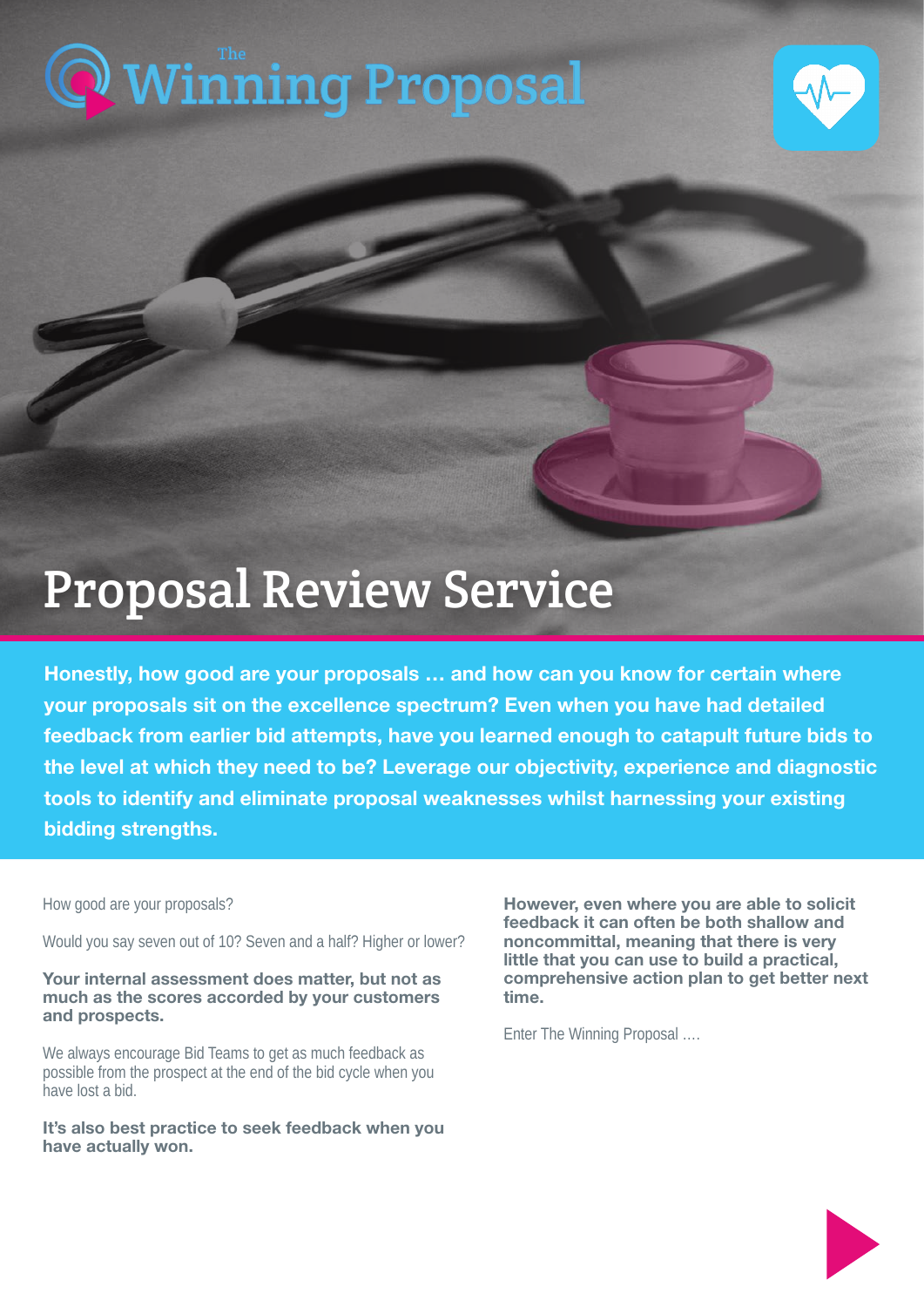The Winning Proposal

# Proposal Review Service

**Honestly, how good are your proposals … and how can you know for certain where your proposals sit on the excellence spectrum? Even when you have had detailed feedback from earlier bid attempts, have you learned enough to catapult future bids to the level at which they need to be? Leverage our objectivity, experience and diagnostic tools to identify and eliminate proposal weaknesses whilst harnessing your existing bidding strengths.**

How good are your proposals?

Would you say seven out of 10? Seven and a half? Higher or lower?

**Your internal assessment does matter, but not as much as the scores accorded by your customers and prospects.**

We always encourage Bid Teams to get as much feedback as possible from the prospect at the end of the bid cycle when you have lost a bid.

**It's also best practice to seek feedback when you have actually won.**

**However, even where you are able to solicit feedback it can often be both shallow and noncommittal, meaning that there is very little that you can use to build a practical, comprehensive action plan to get better next time.**

Enter The Winning Proposal ….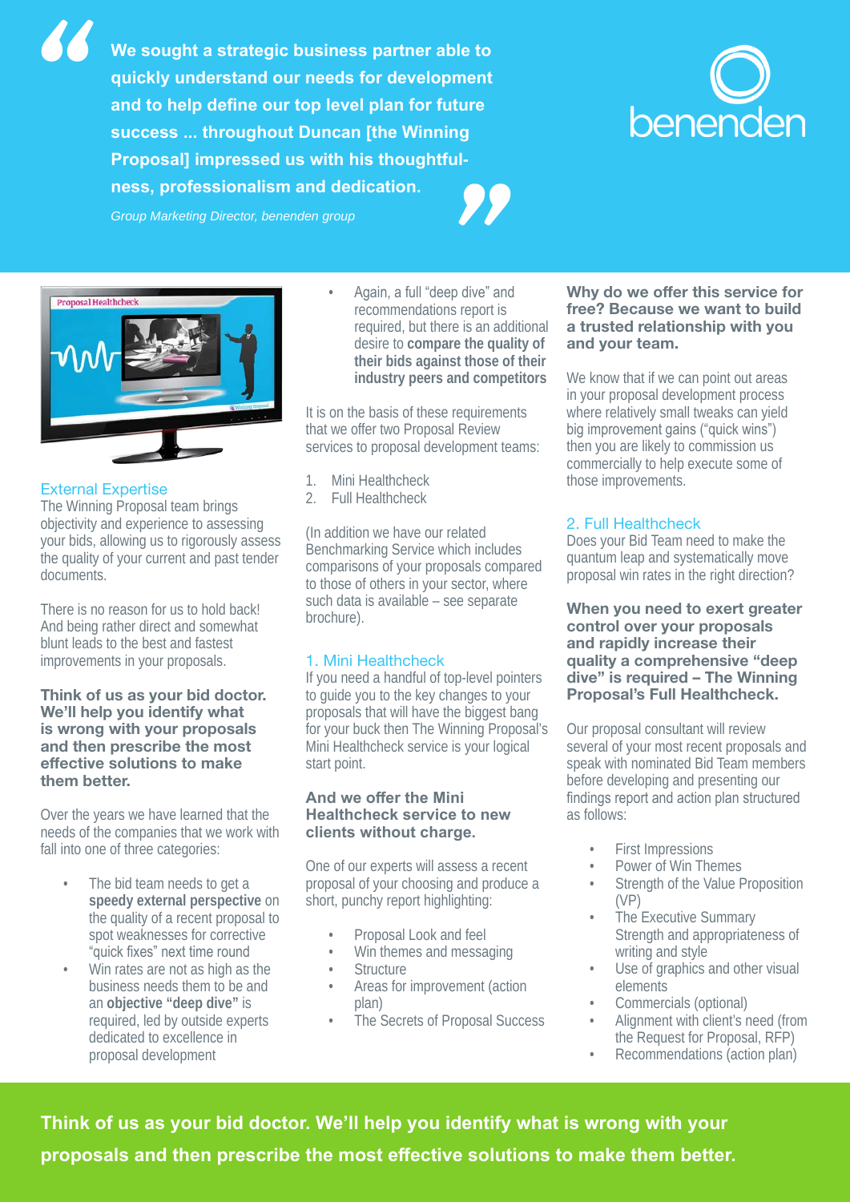> **We sought a strategic business partner able to quickly understand our needs for development and to help define our top level plan for future success ... throughout Duncan [the Winning Proposal] impressed us with his thoughtful-ness, professionalism and dedication.**
>
> *Group Marketing Director, benenden group*

benenden

## External Expertise

The Winning Proposal team brings objectivity and experience to assessing your bids, allowing us to rigorously assess the quality of your current and past tender documents.

There is no reason for us to hold back! And being rather direct and somewhat blunt leads to the best and fastest improvements in your proposals.

**Think of us as your bid doctor. We'll help you identify what is wrong with your proposals and then prescribe the most effective solutions to make them better.**

Over the years we have learned that the needs of the companies that we work with fall into one of three categories:

- The bid team needs to get a **speedy external perspective** on the quality of a recent proposal to spot weaknesses for corrective "quick fixes" next time round
- Win rates are not as high as the business needs them to be and an **objective "deep dive"** is required, led by outside experts dedicated to excellence in proposal development
- Again, a full "deep dive" and recommendations report is required, but there is an additional desire to **compare the quality of their bids against those of their industry peers and competitors**

It is on the basis of these requirements that we offer two Proposal Review services to proposal development teams:

1. Mini Healthcheck
2. Full Healthcheck

(In addition we have our related Benchmarking Service which includes comparisons of your proposals compared to those of others in your sector, where such data is available – see separate brochure).

## 1. Mini Healthcheck

If you need a handful of top-level pointers to guide you to the key changes to your proposals that will have the biggest bang for your buck then The Winning Proposal's Mini Healthcheck service is your logical start point.

**And we offer the Mini Healthcheck service to new clients without charge.**

One of our experts will assess a recent proposal of your choosing and produce a short, punchy report highlighting:

- Proposal Look and feel
- Win themes and messaging
- Structure
- Areas for improvement (action plan)
- The Secrets of Proposal Success

**Why do we offer this service for free? Because we want to build a trusted relationship with you and your team.**

We know that if we can point out areas in your proposal development process where relatively small tweaks can yield big improvement gains ("quick wins") then you are likely to commission us commercially to help execute some of those improvements.

## 2. Full Healthcheck

Does your Bid Team need to make the quantum leap and systematically move proposal win rates in the right direction?

**When you need to exert greater control over your proposals and rapidly increase their quality a comprehensive "deep dive" is required – The Winning Proposal's Full Healthcheck.**

Our proposal consultant will review several of your most recent proposals and speak with nominated Bid Team members before developing and presenting our findings report and action plan structured as follows:

- First Impressions
- Power of Win Themes
- Strength of the Value Proposition (VP)
- The Executive Summary
  Strength and appropriateness of writing and style
- Use of graphics and other visual elements
- Commercials (optional)
- Alignment with client's need (from the Request for Proposal, RFP)
- Recommendations (action plan)

**Think of us as your bid doctor. We'll help you identify what is wrong with your proposals and then prescribe the most effective solutions to make them better.**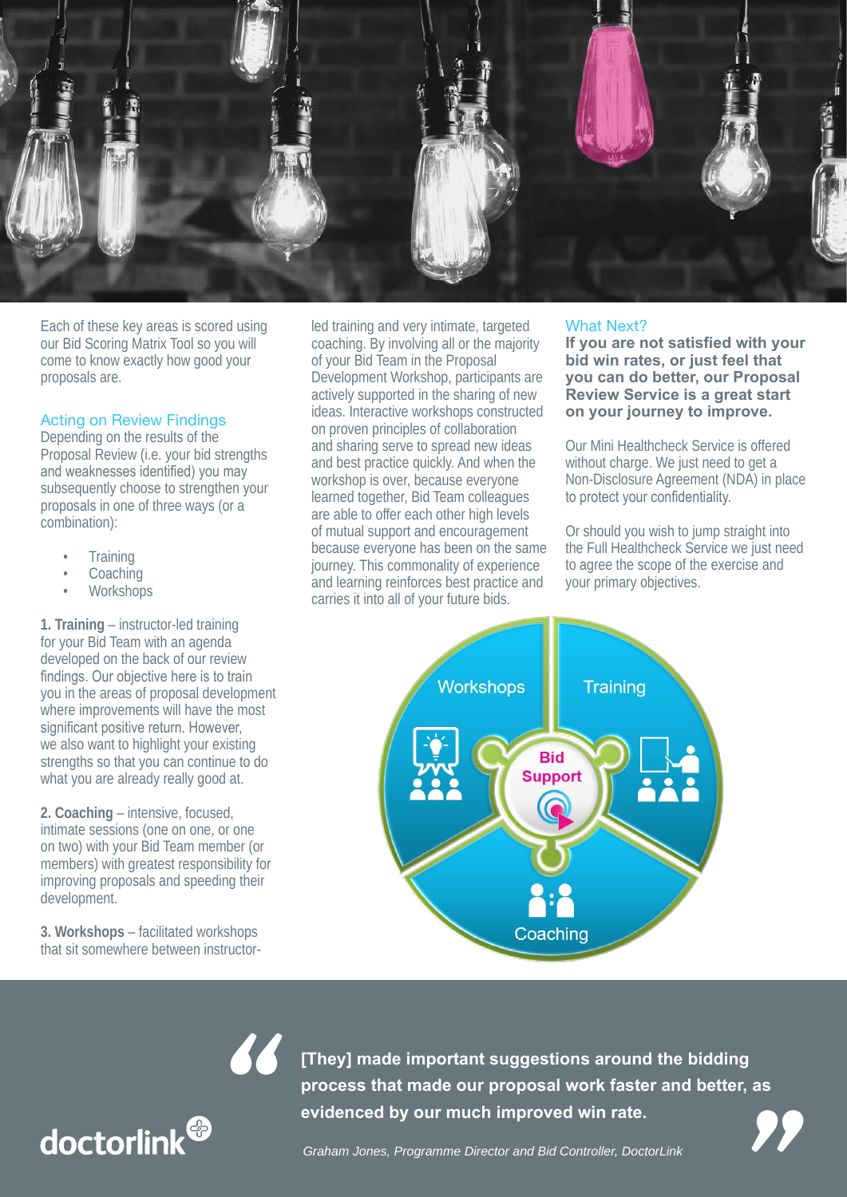Each of these key areas is scored using our Bid Scoring Matrix Tool so you will come to know exactly how good your proposals are.

## Acting on Review Findings

Depending on the results of the Proposal Review (i.e. your bid strengths and weaknesses identified) you may subsequently choose to strengthen your proposals in one of three ways (or a combination):

- Training
- Coaching
- Workshops

**1. Training** – instructor-led training for your Bid Team with an agenda developed on the back of our review findings. Our objective here is to train you in the areas of proposal development where improvements will have the most significant positive return. However, we also want to highlight your existing strengths so that you can continue to do what you are already really good at.

**2. Coaching** – intensive, focused, intimate sessions (one on one, or one on two) with your Bid Team member (or members) with greatest responsibility for improving proposals and speeding their development.

**3. Workshops** – facilitated workshops that sit somewhere between instructor-led training and very intimate, targeted coaching. By involving all or the majority of your Bid Team in the Proposal Development Workshop, participants are actively supported in the sharing of new ideas. Interactive workshops constructed on proven principles of collaboration and sharing serve to spread new ideas and best practice quickly. And when the workshop is over, because everyone learned together, Bid Team colleagues are able to offer each other high levels of mutual support and encouragement because everyone has been on the same journey. This commonality of experience and learning reinforces best practice and carries it into all of your future bids.

## What Next?

**If you are not satisfied with your bid win rates, or just feel that you can do better, our Proposal Review Service is a great start on your journey to improve.**

Our Mini Healthcheck Service is offered without charge. We just need to get a Non-Disclosure Agreement (NDA) in place to protect your confidentiality.

Or should you wish to jump straight into the Full Healthcheck Service we just need to agree the scope of the exercise and your primary objectives.

Workshops | Training | Bid Support | Coaching

**"[They] made important suggestions around the bidding process that made our proposal work faster and better, as evidenced by our much improved win rate."**

*Graham Jones, Programme Director and Bid Controller, DoctorLink*

doctorlink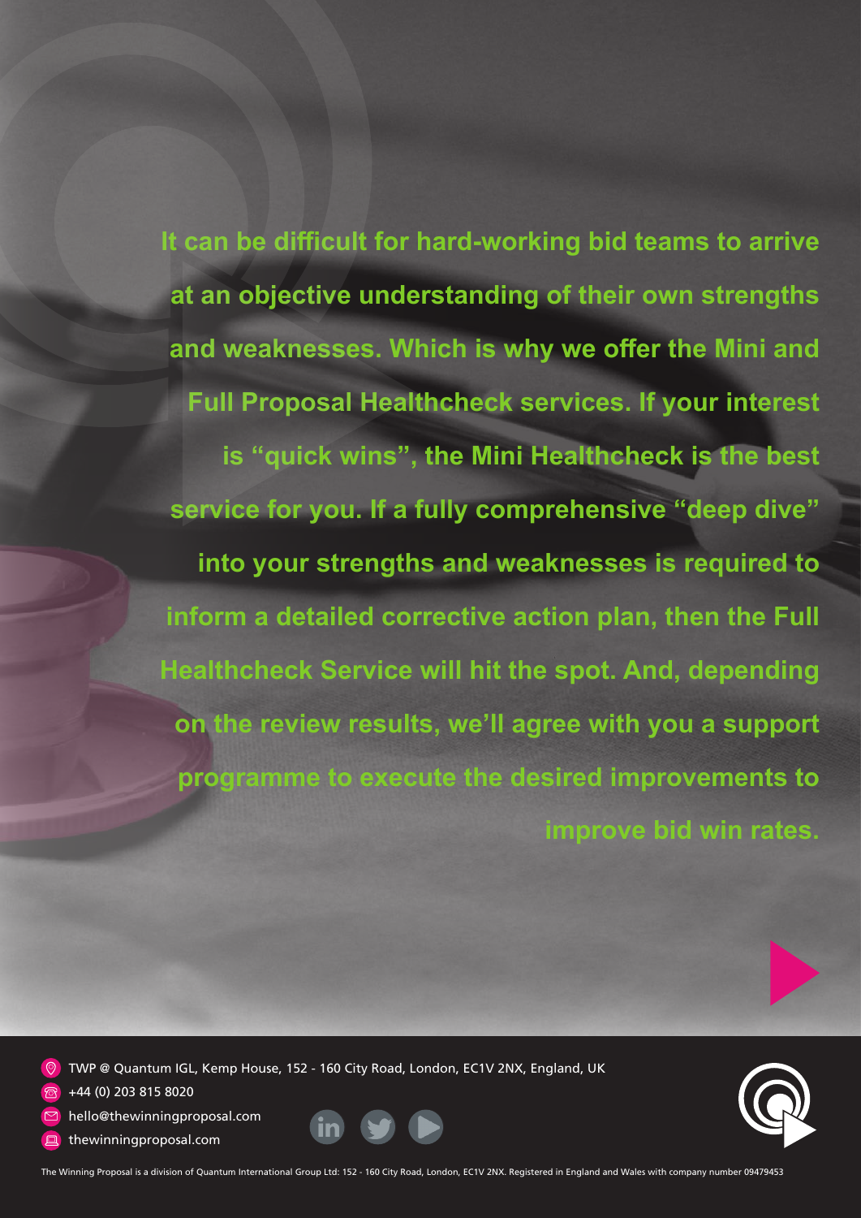**It can be difficult for hard-working bid teams to arrive at an objective understanding of their own strengths and weaknesses. Which is why we offer the Mini and Full Proposal Healthcheck services. If your interest is "quick wins", the Mini Healthcheck is the best service for you. If a fully comprehensive "deep dive" into your strengths and weaknesses is required to inform a detailed corrective action plan, then the Full Healthcheck Service will hit the spot. And, depending on the review results, we'll agree with you a support programme to execute the desired improvements to improve bid win rates.**

TWP @ Quantum IGL, Kemp House, 152 - 160 City Road, London, EC1V 2NX, England, UK

+44 (0) 203 815 8020

hello@thewinningproposal.com

thewinningproposal.com

The Winning Proposal is a division of Quantum International Group Ltd: 152 - 160 City Road, London, EC1V 2NX. Registered in England and Wales with company number 09479453